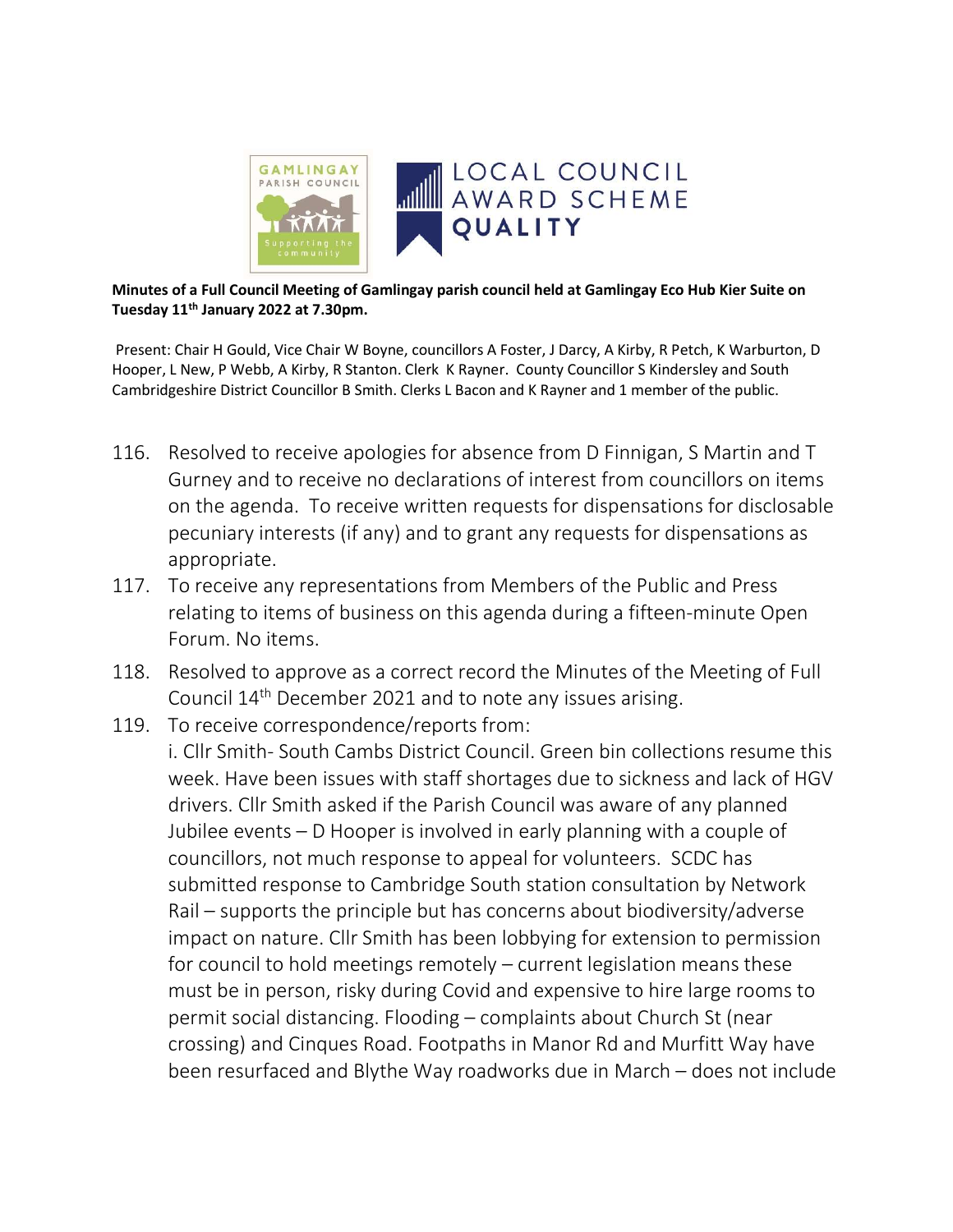**Minutes of a Full Council Meeting of Gamlingay parish council held at Gamlingay Eco Hub Kier Suite on Tuesday 11th January 2022 at 7.30pm.**

Present: Chair H Gould, Vice Chair W Boyne, councillors A Foster, J Darcy, A Kirby, R Petch, K Warburton, D Hooper, L New, P Webb, A Kirby, R Stanton. Clerk K Rayner. County Councillor S Kindersley and South Cambridgeshire District Councillor B Smith. Clerks L Bacon and K Rayner and 1 member of the public.

116. Resolved to receive apologies for absence from D Finnigan, S Martin and T Gurney and to receive no declarations of interest from councillors on items on the agenda. To receive written requests for dispensations for disclosable pecuniary interests (if any) and to grant any requests for dispensations as appropriate.
117. To receive any representations from Members of the Public and Press relating to items of business on this agenda during a fifteen-minute Open Forum. No items.
118. Resolved to approve as a correct record the Minutes of the Meeting of Full Council 14th December 2021 and to note any issues arising.
119. To receive correspondence/reports from:
     i. Cllr Smith- South Cambs District Council. Green bin collections resume this week. Have been issues with staff shortages due to sickness and lack of HGV drivers. Cllr Smith asked if the Parish Council was aware of any planned Jubilee events – D Hooper is involved in early planning with a couple of councillors, not much response to appeal for volunteers. SCDC has submitted response to Cambridge South station consultation by Network Rail – supports the principle but has concerns about biodiversity/adverse impact on nature. Cllr Smith has been lobbying for extension to permission for council to hold meetings remotely – current legislation means these must be in person, risky during Covid and expensive to hire large rooms to permit social distancing. Flooding – complaints about Church St (near crossing) and Cinques Road. Footpaths in Manor Rd and Murfitt Way have been resurfaced and Blythe Way roadworks due in March – does not include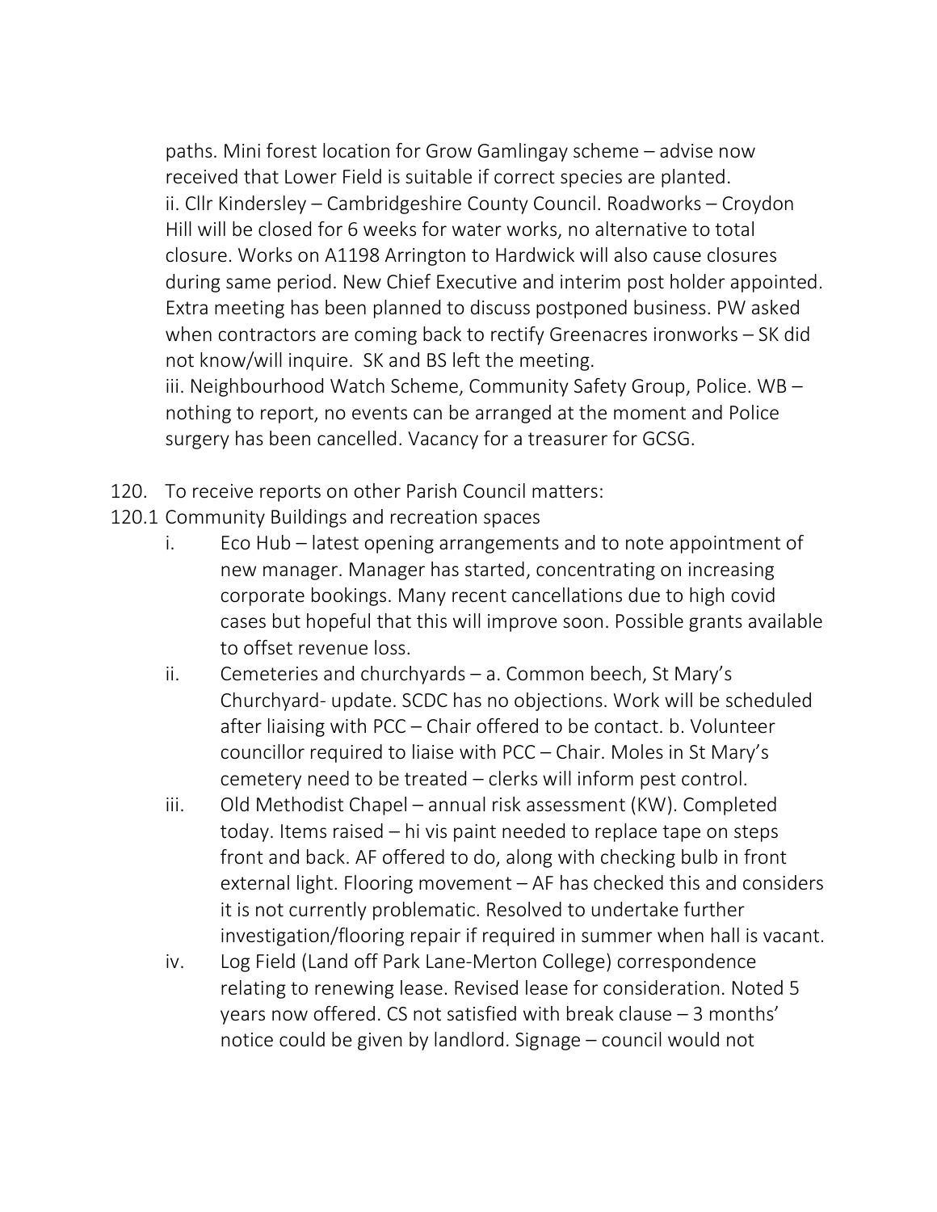paths. Mini forest location for Grow Gamlingay scheme – advise now received that Lower Field is suitable if correct species are planted.
ii. Cllr Kindersley – Cambridgeshire County Council. Roadworks – Croydon Hill will be closed for 6 weeks for water works, no alternative to total closure. Works on A1198 Arrington to Hardwick will also cause closures during same period. New Chief Executive and interim post holder appointed. Extra meeting has been planned to discuss postponed business. PW asked when contractors are coming back to rectify Greenacres ironworks – SK did not know/will inquire. SK and BS left the meeting.
iii. Neighbourhood Watch Scheme, Community Safety Group, Police. WB – nothing to report, no events can be arranged at the moment and Police surgery has been cancelled. Vacancy for a treasurer for GCSG.

120. To receive reports on other Parish Council matters:

120.1 Community Buildings and recreation spaces

i. Eco Hub – latest opening arrangements and to note appointment of new manager. Manager has started, concentrating on increasing corporate bookings. Many recent cancellations due to high covid cases but hopeful that this will improve soon. Possible grants available to offset revenue loss.

ii. Cemeteries and churchyards – a. Common beech, St Mary's Churchyard- update. SCDC has no objections. Work will be scheduled after liaising with PCC – Chair offered to be contact. b. Volunteer councillor required to liaise with PCC – Chair. Moles in St Mary's cemetery need to be treated – clerks will inform pest control.

iii. Old Methodist Chapel – annual risk assessment (KW). Completed today. Items raised – hi vis paint needed to replace tape on steps front and back. AF offered to do, along with checking bulb in front external light. Flooring movement – AF has checked this and considers it is not currently problematic. Resolved to undertake further investigation/flooring repair if required in summer when hall is vacant.

iv. Log Field (Land off Park Lane-Merton College) correspondence relating to renewing lease. Revised lease for consideration. Noted 5 years now offered. CS not satisfied with break clause – 3 months' notice could be given by landlord. Signage – council would not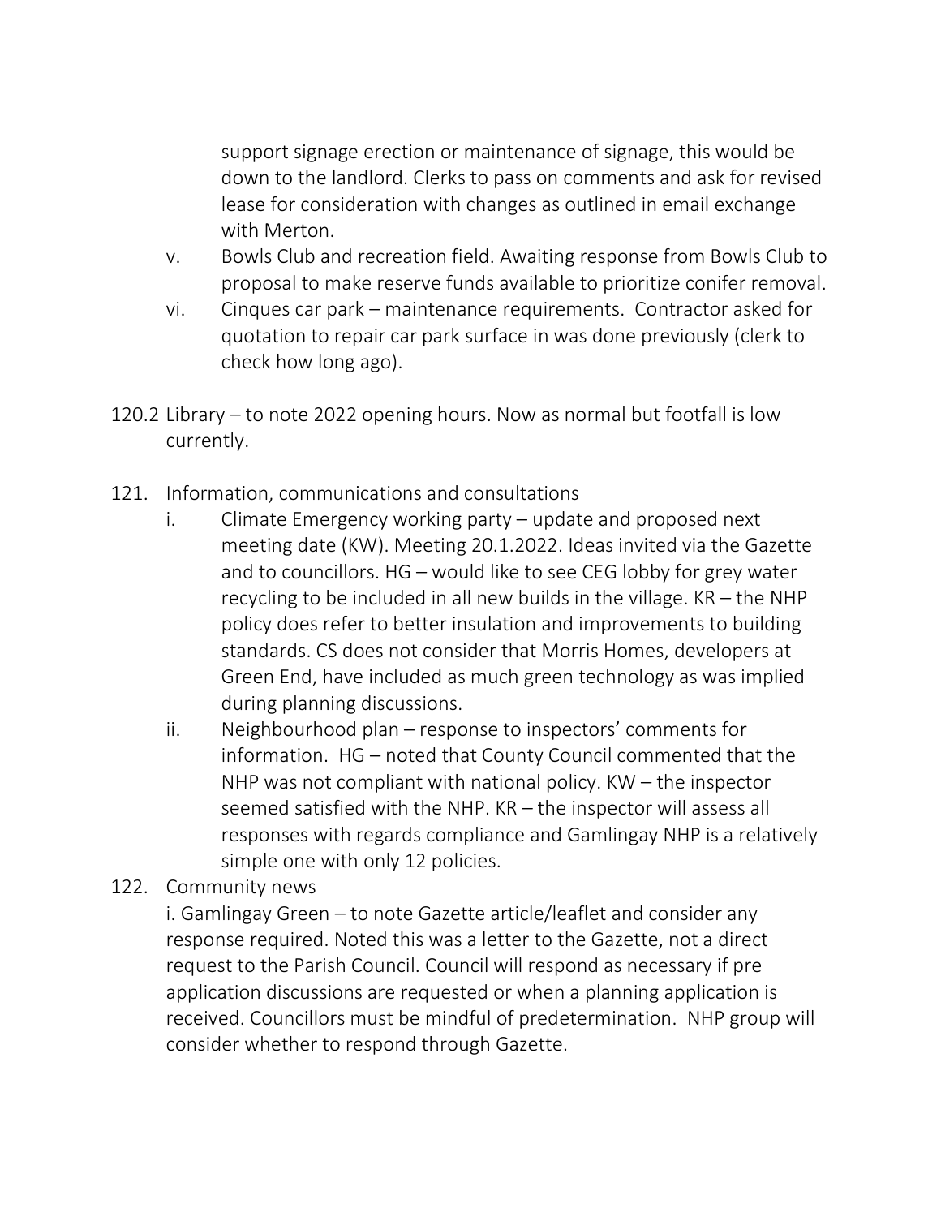support signage erection or maintenance of signage, this would be down to the landlord. Clerks to pass on comments and ask for revised lease for consideration with changes as outlined in email exchange with Merton.

v. Bowls Club and recreation field. Awaiting response from Bowls Club to proposal to make reserve funds available to prioritize conifer removal.

vi. Cinques car park – maintenance requirements. Contractor asked for quotation to repair car park surface in was done previously (clerk to check how long ago).

120.2 Library – to note 2022 opening hours. Now as normal but footfall is low currently.

121. Information, communications and consultations

i. Climate Emergency working party – update and proposed next meeting date (KW). Meeting 20.1.2022. Ideas invited via the Gazette and to councillors. HG – would like to see CEG lobby for grey water recycling to be included in all new builds in the village. KR – the NHP policy does refer to better insulation and improvements to building standards. CS does not consider that Morris Homes, developers at Green End, have included as much green technology as was implied during planning discussions.

ii. Neighbourhood plan – response to inspectors' comments for information. HG – noted that County Council commented that the NHP was not compliant with national policy. KW – the inspector seemed satisfied with the NHP. KR – the inspector will assess all responses with regards compliance and Gamlingay NHP is a relatively simple one with only 12 policies.

122. Community news

i. Gamlingay Green – to note Gazette article/leaflet and consider any response required. Noted this was a letter to the Gazette, not a direct request to the Parish Council. Council will respond as necessary if pre application discussions are requested or when a planning application is received. Councillors must be mindful of predetermination. NHP group will consider whether to respond through Gazette.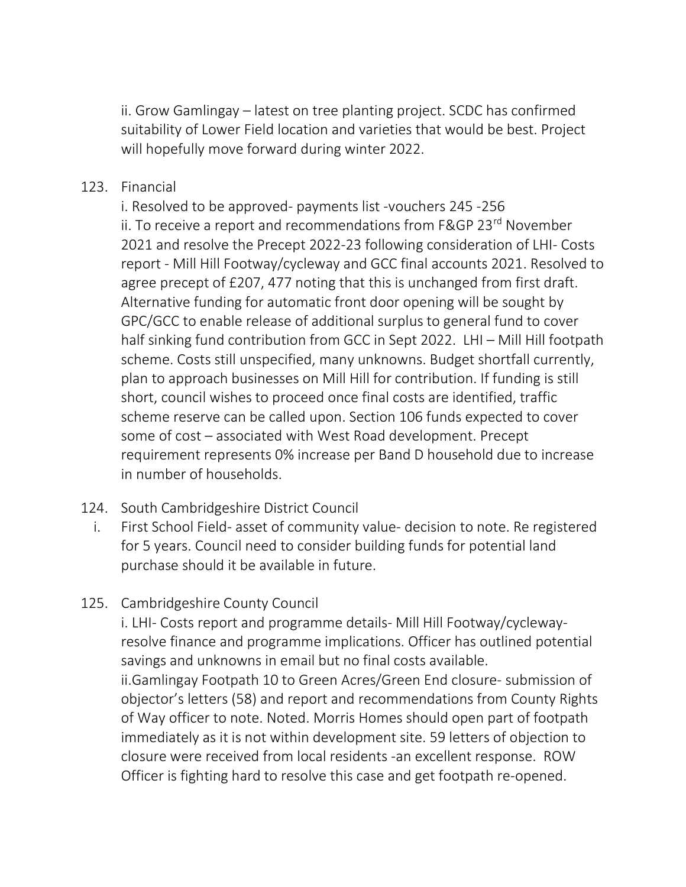ii. Grow Gamlingay – latest on tree planting project. SCDC has confirmed suitability of Lower Field location and varieties that would be best. Project will hopefully move forward during winter 2022.

123. Financial

i. Resolved to be approved- payments list -vouchers 245 -256
ii. To receive a report and recommendations from F&GP 23rd November 2021 and resolve the Precept 2022-23 following consideration of LHI- Costs report - Mill Hill Footway/cycleway and GCC final accounts 2021. Resolved to agree precept of £207, 477 noting that this is unchanged from first draft. Alternative funding for automatic front door opening will be sought by GPC/GCC to enable release of additional surplus to general fund to cover half sinking fund contribution from GCC in Sept 2022. LHI – Mill Hill footpath scheme. Costs still unspecified, many unknowns. Budget shortfall currently, plan to approach businesses on Mill Hill for contribution. If funding is still short, council wishes to proceed once final costs are identified, traffic scheme reserve can be called upon. Section 106 funds expected to cover some of cost – associated with West Road development. Precept requirement represents 0% increase per Band D household due to increase in number of households.

124. South Cambridgeshire District Council

i. First School Field- asset of community value- decision to note. Re registered for 5 years. Council need to consider building funds for potential land purchase should it be available in future.

125. Cambridgeshire County Council

i. LHI- Costs report and programme details- Mill Hill Footway/cycleway- resolve finance and programme implications. Officer has outlined potential savings and unknowns in email but no final costs available.
ii.Gamlingay Footpath 10 to Green Acres/Green End closure- submission of objector's letters (58) and report and recommendations from County Rights of Way officer to note. Noted. Morris Homes should open part of footpath immediately as it is not within development site. 59 letters of objection to closure were received from local residents -an excellent response. ROW Officer is fighting hard to resolve this case and get footpath re-opened.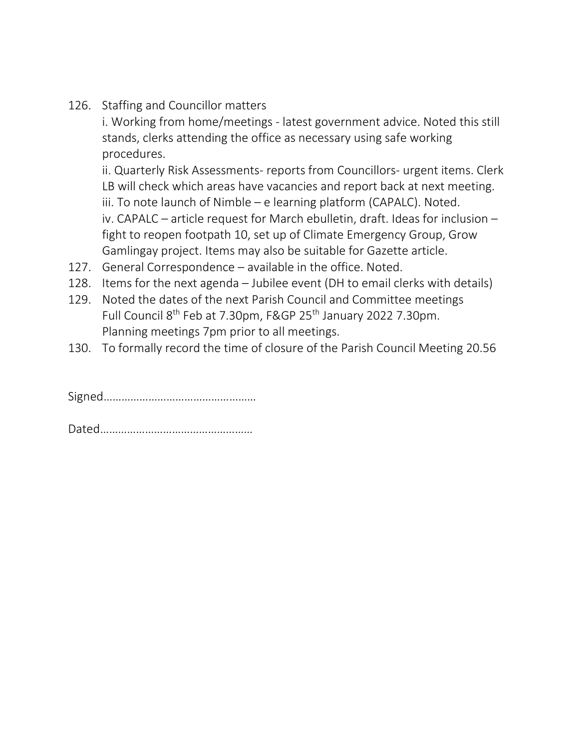126. Staffing and Councillor matters

     i. Working from home/meetings - latest government advice. Noted this still stands, clerks attending the office as necessary using safe working procedures.

     ii. Quarterly Risk Assessments- reports from Councillors- urgent items. Clerk LB will check which areas have vacancies and report back at next meeting.

     iii. To note launch of Nimble – e learning platform (CAPALC). Noted.

     iv. CAPALC – article request for March ebulletin, draft. Ideas for inclusion – fight to reopen footpath 10, set up of Climate Emergency Group, Grow Gamlingay project. Items may also be suitable for Gazette article.

127. General Correspondence – available in the office. Noted.
128. Items for the next agenda – Jubilee event (DH to email clerks with details)
129. Noted the dates of the next Parish Council and Committee meetings
     Full Council 8th Feb at 7.30pm, F&GP 25th January 2022 7.30pm.
     Planning meetings 7pm prior to all meetings.
130. To formally record the time of closure of the Parish Council Meeting 20.56

Signed……………………………………………

Dated……………………………………………